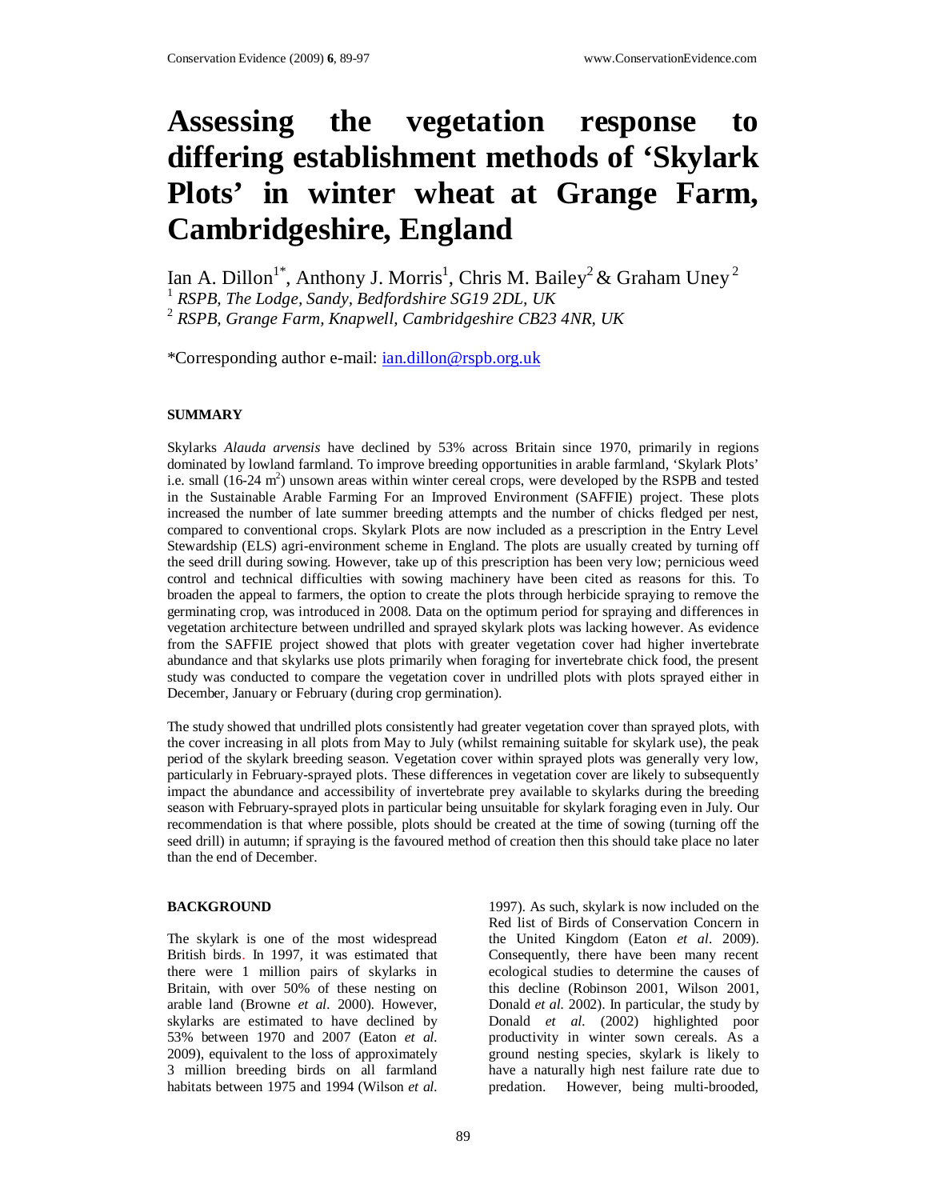# Assessing the vegetation response to differing establishment methods of 'Skylark Plots' in winter wheat at Grange Farm, Cambridgeshire, England

Ian A. Dillon[1*], Anthony J. Morris[1], Chris M. Bailey[2] & Graham Uney[2]

[1] *RSPB, The Lodge, Sandy, Bedfordshire SG19 2DL, UK*

[2] *RSPB, Grange Farm, Knapwell, Cambridgeshire CB23 4NR, UK*

*Corresponding author e-mail: ian.dillon@rspb.org.uk

## SUMMARY

Skylarks *Alauda arvensis* have declined by 53% across Britain since 1970, primarily in regions dominated by lowland farmland. To improve breeding opportunities in arable farmland, 'Skylark Plots' i.e. small (16-24 $m^2$) unsown areas within winter cereal crops, were developed by the RSPB and tested in the Sustainable Arable Farming For an Improved Environment (SAFFIE) project. These plots increased the number of late summer breeding attempts and the number of chicks fledged per nest, compared to conventional crops. Skylark Plots are now included as a prescription in the Entry Level Stewardship (ELS) agri-environment scheme in England. The plots are usually created by turning off the seed drill during sowing. However, take up of this prescription has been very low; pernicious weed control and technical difficulties with sowing machinery have been cited as reasons for this. To broaden the appeal to farmers, the option to create the plots through herbicide spraying to remove the germinating crop, was introduced in 2008. Data on the optimum period for spraying and differences in vegetation architecture between undrilled and sprayed skylark plots was lacking however. As evidence from the SAFFIE project showed that plots with greater vegetation cover had higher invertebrate abundance and that skylarks use plots primarily when foraging for invertebrate chick food, the present study was conducted to compare the vegetation cover in undrilled plots with plots sprayed either in December, January or February (during crop germination).

The study showed that undrilled plots consistently had greater vegetation cover than sprayed plots, with the cover increasing in all plots from May to July (whilst remaining suitable for skylark use), the peak period of the skylark breeding season. Vegetation cover within sprayed plots was generally very low, particularly in February-sprayed plots. These differences in vegetation cover are likely to subsequently impact the abundance and accessibility of invertebrate prey available to skylarks during the breeding season with February-sprayed plots in particular being unsuitable for skylark foraging even in July. Our recommendation is that where possible, plots should be created at the time of sowing (turning off the seed drill) in autumn; if spraying is the favoured method of creation then this should take place no later than the end of December.

## BACKGROUND

The skylark is one of the most widespread British birds. In 1997, it was estimated that there were 1 million pairs of skylarks in Britain, with over 50% of these nesting on arable land (Browne *et al*. 2000). However, skylarks are estimated to have declined by 53% between 1970 and 2007 (Eaton *et al*. 2009), equivalent to the loss of approximately 3 million breeding birds on all farmland habitats between 1975 and 1994 (Wilson *et al*. 1997). As such, skylark is now included on the Red list of Birds of Conservation Concern in the United Kingdom (Eaton *et al*. 2009). Consequently, there have been many recent ecological studies to determine the causes of this decline (Robinson 2001, Wilson 2001, Donald *et al*. 2002). In particular, the study by Donald *et al*. (2002) highlighted poor productivity in winter sown cereals. As a ground nesting species, skylark is likely to have a naturally high nest failure rate due to predation. However, being multi-brooded,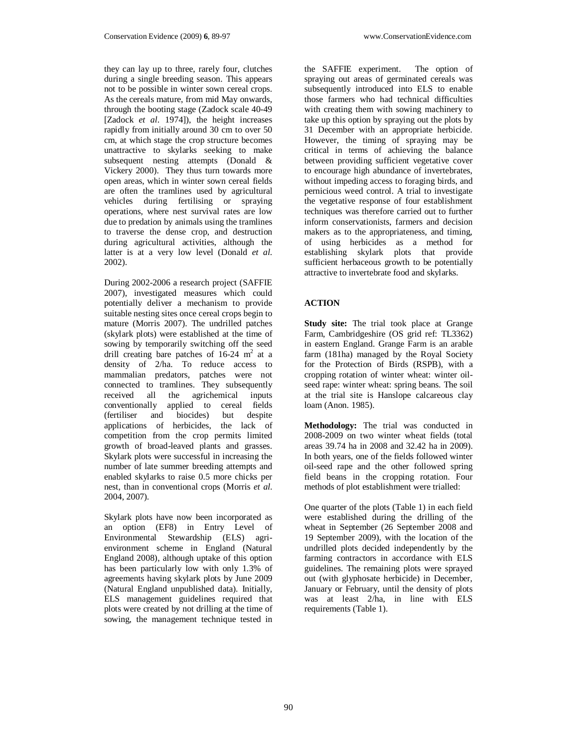they can lay up to three, rarely four, clutches during a single breeding season. This appears not to be possible in winter sown cereal crops. As the cereals mature, from mid May onwards, through the booting stage (Zadock scale 40-49 [Zadock *et al*. 1974]), the height increases rapidly from initially around 30 cm to over 50 cm, at which stage the crop structure becomes unattractive to skylarks seeking to make subsequent nesting attempts (Donald & Vickery 2000). They thus turn towards more open areas, which in winter sown cereal fields are often the tramlines used by agricultural vehicles during fertilising or spraying operations, where nest survival rates are low due to predation by animals using the tramlines to traverse the dense crop, and destruction during agricultural activities, although the latter is at a very low level (Donald *et al*. 2002).

During 2002-2006 a research project (SAFFIE 2007), investigated measures which could potentially deliver a mechanism to provide suitable nesting sites once cereal crops begin to mature (Morris 2007). The undrilled patches (skylark plots) were established at the time of sowing by temporarily switching off the seed drill creating bare patches of 16-24 $m^2$ at a density of 2/ha. To reduce access to mammalian predators, patches were not connected to tramlines. They subsequently received all the agrichemical inputs conventionally applied to cereal fields (fertiliser and biocides) but despite applications of herbicides, the lack of competition from the crop permits limited growth of broad-leaved plants and grasses. Skylark plots were successful in increasing the number of late summer breeding attempts and enabled skylarks to raise 0.5 more chicks per nest, than in conventional crops (Morris *et al*. 2004, 2007).

Skylark plots have now been incorporated as an option (EF8) in Entry Level of Environmental Stewardship (ELS) agri-environment scheme in England (Natural England 2008), although uptake of this option has been particularly low with only 1.3% of agreements having skylark plots by June 2009 (Natural England unpublished data). Initially, ELS management guidelines required that plots were created by not drilling at the time of sowing, the management technique tested in the SAFFIE experiment. The option of spraying out areas of germinated cereals was subsequently introduced into ELS to enable those farmers who had technical difficulties with creating them with sowing machinery to take up this option by spraying out the plots by 31 December with an appropriate herbicide. However, the timing of spraying may be critical in terms of achieving the balance between providing sufficient vegetative cover to encourage high abundance of invertebrates, without impeding access to foraging birds, and pernicious weed control. A trial to investigate the vegetative response of four establishment techniques was therefore carried out to further inform conservationists, farmers and decision makers as to the appropriateness, and timing, of using herbicides as a method for establishing skylark plots that provide sufficient herbaceous growth to be potentially attractive to invertebrate food and skylarks.

## ACTION

**Study site:** The trial took place at Grange Farm, Cambridgeshire (OS grid ref: TL3362) in eastern England. Grange Farm is an arable farm (181ha) managed by the Royal Society for the Protection of Birds (RSPB), with a cropping rotation of winter wheat: winter oil-seed rape: winter wheat: spring beans. The soil at the trial site is Hanslope calcareous clay loam (Anon. 1985).

**Methodology:** The trial was conducted in 2008-2009 on two winter wheat fields (total areas 39.74 ha in 2008 and 32.42 ha in 2009). In both years, one of the fields followed winter oil-seed rape and the other followed spring field beans in the cropping rotation. Four methods of plot establishment were trialled:

One quarter of the plots (Table 1) in each field were established during the drilling of the wheat in September (26 September 2008 and 19 September 2009), with the location of the undrilled plots decided independently by the farming contractors in accordance with ELS guidelines. The remaining plots were sprayed out (with glyphosate herbicide) in December, January or February, until the density of plots was at least 2/ha, in line with ELS requirements (Table 1).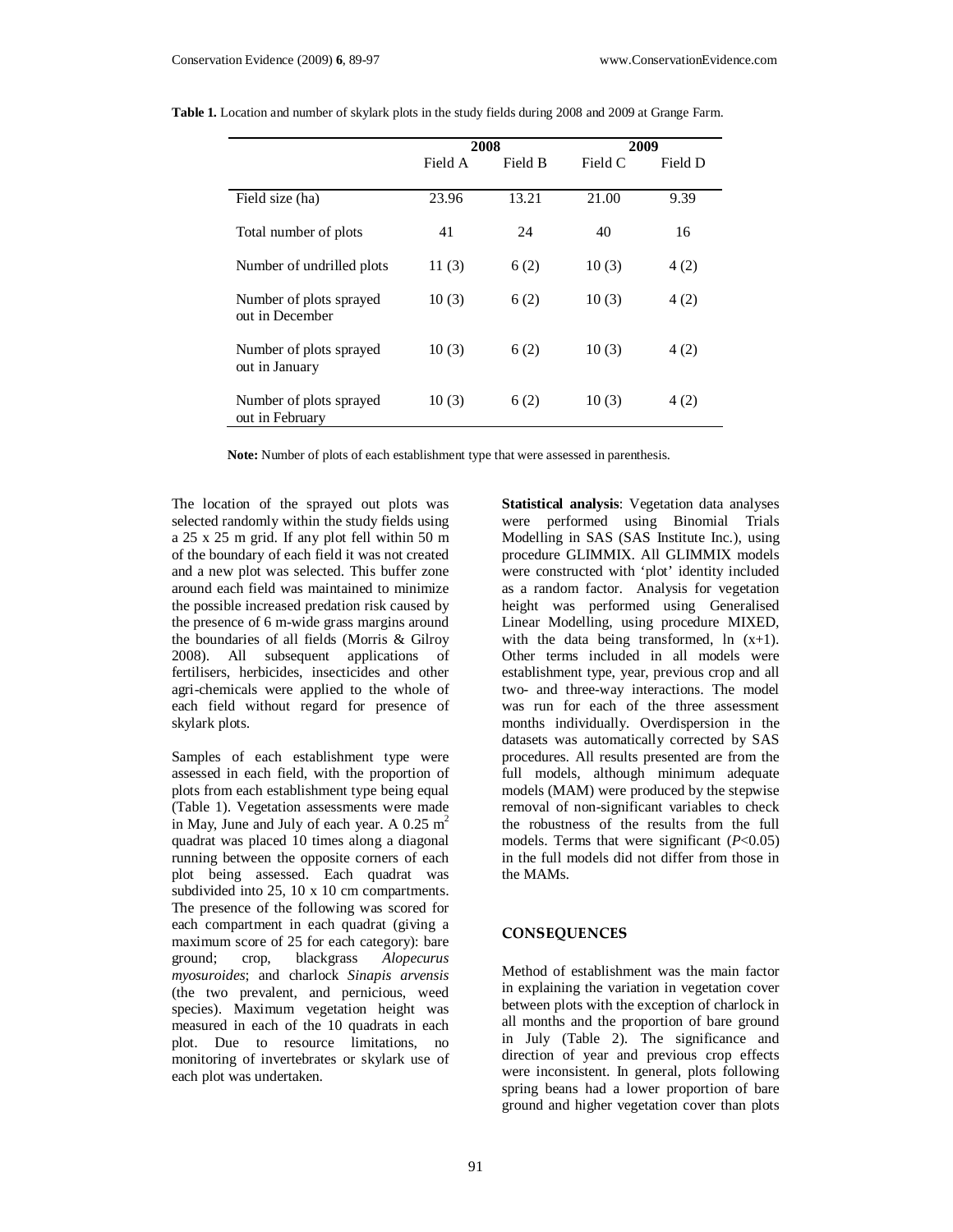**Table 1.** Location and number of skylark plots in the study fields during 2008 and 2009 at Grange Farm.

| | 2008 | | 2009 | |
|---|---|---|---|---|
| | Field A | Field B | Field C | Field D |
| Field size (ha) | 23.96 | 13.21 | 21.00 | 9.39 |
| Total number of plots | 41 | 24 | 40 | 16 |
| Number of undrilled plots | 11 (3) | 6 (2) | 10 (3) | 4 (2) |
| Number of plots sprayed out in December | 10 (3) | 6 (2) | 10 (3) | 4 (2) |
| Number of plots sprayed out in January | 10 (3) | 6 (2) | 10 (3) | 4 (2) |
| Number of plots sprayed out in February | 10 (3) | 6 (2) | 10 (3) | 4 (2) |

**Note:** Number of plots of each establishment type that were assessed in parenthesis.

The location of the sprayed out plots was selected randomly within the study fields using a 25 x 25 m grid. If any plot fell within 50 m of the boundary of each field it was not created and a new plot was selected. This buffer zone around each field was maintained to minimize the possible increased predation risk caused by the presence of 6 m-wide grass margins around the boundaries of all fields (Morris & Gilroy 2008). All subsequent applications of fertilisers, herbicides, insecticides and other agri-chemicals were applied to the whole of each field without regard for presence of skylark plots.

Samples of each establishment type were assessed in each field, with the proportion of plots from each establishment type being equal (Table 1). Vegetation assessments were made in May, June and July of each year. A 0.25 $m^2$ quadrat was placed 10 times along a diagonal running between the opposite corners of each plot being assessed. Each quadrat was subdivided into 25, 10 x 10 cm compartments. The presence of the following was scored for each compartment in each quadrat (giving a maximum score of 25 for each category): bare ground; crop, blackgrass *Alopecurus myosuroides*; and charlock *Sinapis arvensis* (the two prevalent, and pernicious, weed species). Maximum vegetation height was measured in each of the 10 quadrats in each plot. Due to resource limitations, no monitoring of invertebrates or skylark use of each plot was undertaken.

**Statistical analysis**: Vegetation data analyses were performed using Binomial Trials Modelling in SAS (SAS Institute Inc.), using procedure GLIMMIX. All GLIMMIX models were constructed with 'plot' identity included as a random factor. Analysis for vegetation height was performed using Generalised Linear Modelling, using procedure MIXED, with the data being transformed, ln (x+1). Other terms included in all models were establishment type, year, previous crop and all two- and three-way interactions. The model was run for each of the three assessment months individually. Overdispersion in the datasets was automatically corrected by SAS procedures. All results presented are from the full models, although minimum adequate models (MAM) were produced by the stepwise removal of non-significant variables to check the robustness of the results from the full models. Terms that were significant ($P$<0.05) in the full models did not differ from those in the MAMs.

## CONSEQUENCES

Method of establishment was the main factor in explaining the variation in vegetation cover between plots with the exception of charlock in all months and the proportion of bare ground in July (Table 2). The significance and direction of year and previous crop effects were inconsistent. In general, plots following spring beans had a lower proportion of bare ground and higher vegetation cover than plots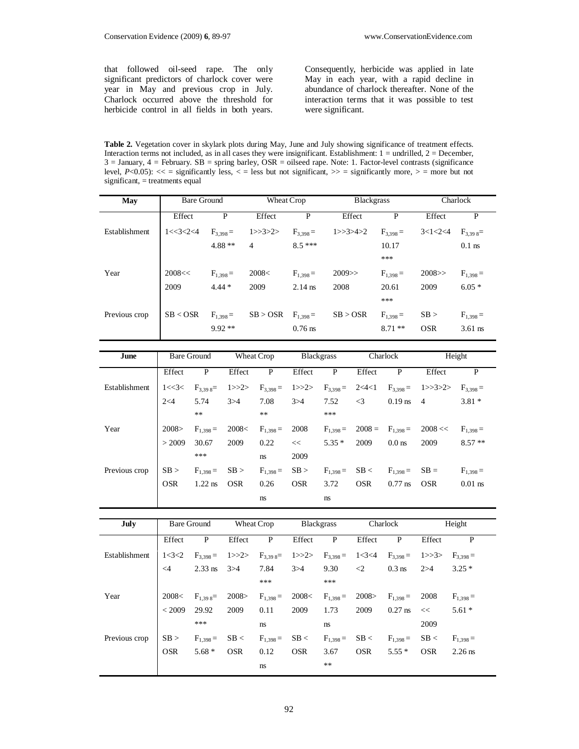that followed oil-seed rape. The only significant predictors of charlock cover were year in May and previous crop in July. Charlock occurred above the threshold for herbicide control in all fields in both years. Consequently, herbicide was applied in late May in each year, with a rapid decline in abundance of charlock thereafter. None of the interaction terms that it was possible to test were significant.

**Table 2.** Vegetation cover in skylark plots during May, June and July showing significance of treatment effects. Interaction terms not included, as in all cases they were insignificant. Establishment: 1 = undrilled, 2 = December, 3 = January, 4 = February. SB = spring barley, OSR = oilseed rape. Note: 1. Factor-level contrasts (significance level, *P*<0.05): << = significantly less, < = less but not significant, >> = significantly more, > = more but not significant, = treatments equal

| May | Bare Ground | | Wheat Crop | | Blackgrass | | Charlock | |
|---|---|---|---|---|---|---|---|---|
| | Effect | P | Effect | P | Effect | P | Effect | P |
| Establishment | 1<<3<2<4 | $F_{3,398} =$ 4.88 ** | 1>>3>2>4 | $F_{3,398} =$ 8.5 *** | 1>>3>4>2 | $F_{3,398} =$ 10.17 *** | 3<1<2<4 | $F_{3,398} =$ 0.1 ns |
| Year | 2008<< 2009 | $F_{1,398} =$ 4.44 * | 2008< 2009 | $F_{1,398} =$ 2.14 ns | 2009>> 2008 | $F_{1,398} =$ 20.61 *** | 2008>> 2009 | $F_{1,398} =$ 6.05 * |
| Previous crop | SB < OSR | $F_{1,398} =$ 9.92 ** | SB > OSR | $F_{1,398} =$ 0.76 ns | SB > OSR | $F_{1,398} =$ 8.71 ** | SB > OSR | $F_{1,398} =$ 3.61 ns |

| June | Bare Ground | | Wheat Crop | | Blackgrass | | Charlock | | Height | |
|---|---|---|---|---|---|---|---|---|---|---|
| | Effect | P | Effect | P | Effect | P | Effect | P | Effect | P |
| Establishment | 1<<3< 2<4 | $F_{3,398} =$ 5.74 ** | 1>>2> 3>4 | $F_{3,398} =$ 7.08 ** | 1>>2> 3>4 | $F_{3,398} =$ 7.52 *** | 2<4<1 <3 | $F_{3,398} =$ 0.19 ns | 1>>3>2> 4 | $F_{3,398} =$ 3.81 * |
| Year | 2008> > 2009 | $F_{1,398} =$ 30.67 *** | 2008< 2009 | $F_{1,398} =$ 0.22 ns | 2008 << 2009 | $F_{1,398} =$ 5.35 * | 2008 = 2009 | $F_{1,398} =$ 0.0 ns | 2008 << 2009 | $F_{1,398} =$ 8.57 ** |
| Previous crop | SB > OSR | $F_{1,398} =$ 1.22 ns | SB > OSR | $F_{1,398} =$ 0.26 ns | SB > OSR | $F_{1,398} =$ 3.72 ns | SB < OSR | $F_{1,398} =$ 0.77 ns | SB = OSR | $F_{1,398} =$ 0.01 ns |

| July | Bare Ground | | Wheat Crop | | Blackgrass | | Charlock | | Height | |
|---|---|---|---|---|---|---|---|---|---|---|
| | Effect | P | Effect | P | Effect | P | Effect | P | Effect | P |
| Establishment | 1<3<2 <4 | $F_{3,398} =$ 2.33 ns | 1>>2> 3>4 | $F_{3,398} =$ 7.84 *** | 1>>2> 3>4 | $F_{3,398} =$ 9.30 *** | 1<3<4 <2 | $F_{3,398} =$ 0.3 ns | 1>>3> 2>4 | $F_{3,398} =$ 3.25 * |
| Year | 2008< < 2009 | $F_{1,398} =$ 29.92 *** | 2008> 2009 | $F_{1,398} =$ 0.11 ns | 2008< 2009 | $F_{1,398} =$ 1.73 ns | 2008> 2009 | $F_{1,398} =$ 0.27 ns | 2008 << 2009 | $F_{1,398} =$ 5.61 * |
| Previous crop | SB > OSR | $F_{1,398} =$ 5.68 * | SB < OSR | $F_{1,398} =$ 0.12 ns | SB < OSR | $F_{1,398} =$ 3.67 ** | SB < OSR | $F_{1,398} =$ 5.55 * | SB < OSR | $F_{1,398} =$ 2.26 ns |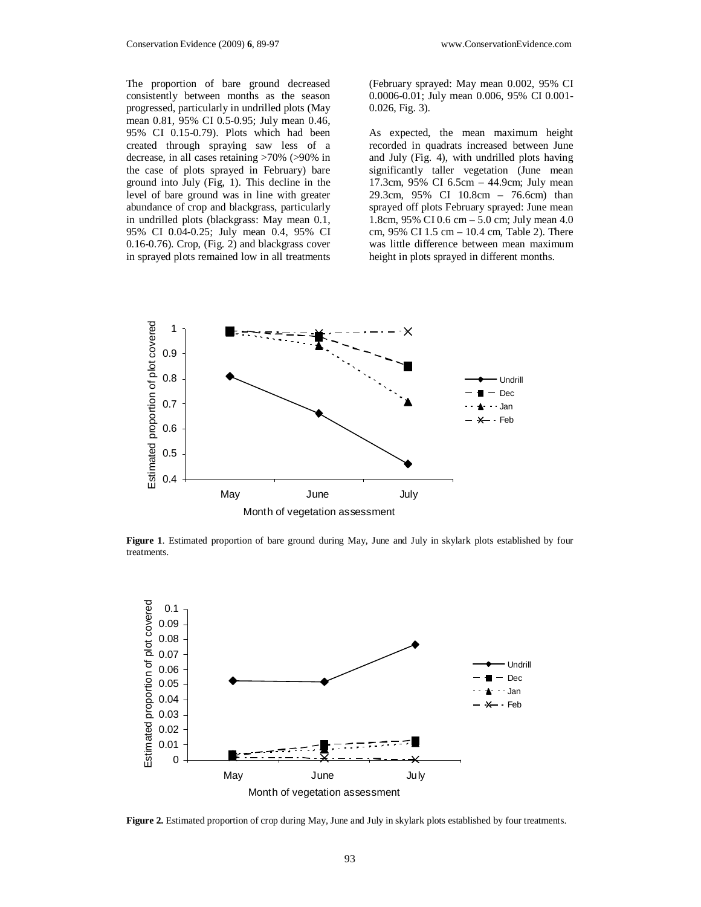The proportion of bare ground decreased consistently between months as the season progressed, particularly in undrilled plots (May mean 0.81, 95% CI 0.5-0.95; July mean 0.46, 95% CI 0.15-0.79). Plots which had been created through spraying saw less of a decrease, in all cases retaining >70% (>90% in the case of plots sprayed in February) bare ground into July (Fig, 1). This decline in the level of bare ground was in line with greater abundance of crop and blackgrass, particularly in undrilled plots (blackgrass: May mean 0.1, 95% CI 0.04-0.25; July mean 0.4, 95% CI 0.16-0.76). Crop, (Fig. 2) and blackgrass cover in sprayed plots remained low in all treatments (February sprayed: May mean 0.002, 95% CI 0.0006-0.01; July mean 0.006, 95% CI 0.001-0.026, Fig. 3).

As expected, the mean maximum height recorded in quadrats increased between June and July (Fig. 4), with undrilled plots having significantly taller vegetation (June mean 17.3cm, 95% CI 6.5cm – 44.9cm; July mean 29.3cm, 95% CI 10.8cm – 76.6cm) than sprayed off plots February sprayed: June mean 1.8cm, 95% CI 0.6 cm – 5.0 cm; July mean 4.0 cm, 95% CI 1.5 cm – 10.4 cm, Table 2). There was little difference between mean maximum height in plots sprayed in different months.

**Figure 1**. Estimated proportion of bare ground during May, June and July in skylark plots established by four treatments.

**Figure 2.** Estimated proportion of crop during May, June and July in skylark plots established by four treatments.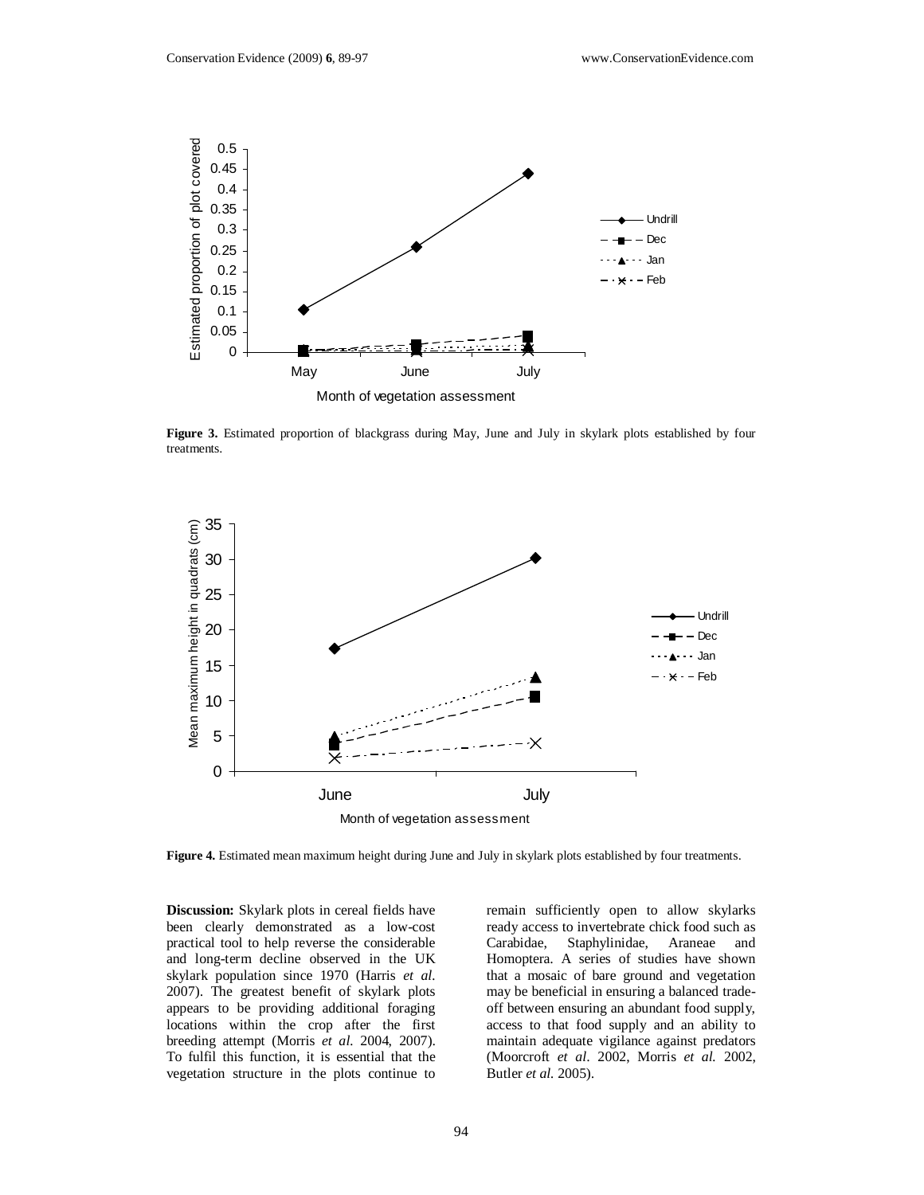**Figure 3.** Estimated proportion of blackgrass during May, June and July in skylark plots established by four treatments.

**Figure 4.** Estimated mean maximum height during June and July in skylark plots established by four treatments.

**Discussion:** Skylark plots in cereal fields have been clearly demonstrated as a low-cost practical tool to help reverse the considerable and long-term decline observed in the UK skylark population since 1970 (Harris *et al.* 2007). The greatest benefit of skylark plots appears to be providing additional foraging locations within the crop after the first breeding attempt (Morris *et al.* 2004, 2007). To fulfil this function, it is essential that the vegetation structure in the plots continue to remain sufficiently open to allow skylarks ready access to invertebrate chick food such as Carabidae, Staphylinidae, Araneae and Homoptera. A series of studies have shown that a mosaic of bare ground and vegetation may be beneficial in ensuring a balanced trade-off between ensuring an abundant food supply, access to that food supply and an ability to maintain adequate vigilance against predators (Moorcroft *et al.* 2002, Morris *et al.* 2002, Butler *et al.* 2005).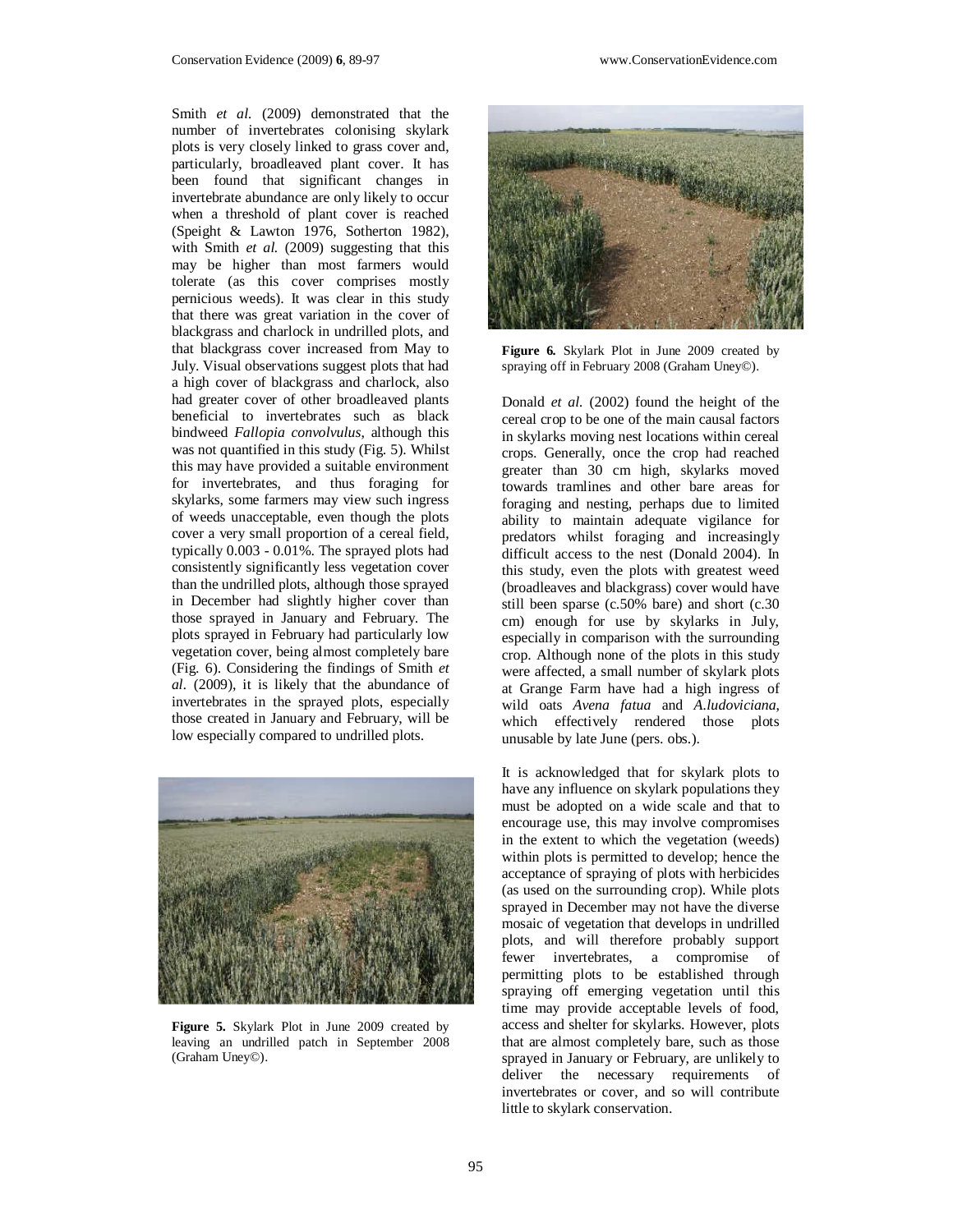Smith *et al.* (2009) demonstrated that the number of invertebrates colonising skylark plots is very closely linked to grass cover and, particularly, broadleaved plant cover. It has been found that significant changes in invertebrate abundance are only likely to occur when a threshold of plant cover is reached (Speight & Lawton 1976, Sotherton 1982), with Smith *et al.* (2009) suggesting that this may be higher than most farmers would tolerate (as this cover comprises mostly pernicious weeds). It was clear in this study that there was great variation in the cover of blackgrass and charlock in undrilled plots, and that blackgrass cover increased from May to July. Visual observations suggest plots that had a high cover of blackgrass and charlock, also had greater cover of other broadleaved plants beneficial to invertebrates such as black bindweed *Fallopia convolvulus*, although this was not quantified in this study (Fig. 5). Whilst this may have provided a suitable environment for invertebrates, and thus foraging for skylarks, some farmers may view such ingress of weeds unacceptable, even though the plots cover a very small proportion of a cereal field, typically 0.003 - 0.01%. The sprayed plots had consistently significantly less vegetation cover than the undrilled plots, although those sprayed in December had slightly higher cover than those sprayed in January and February. The plots sprayed in February had particularly low vegetation cover, being almost completely bare (Fig. 6). Considering the findings of Smith *et al.* (2009), it is likely that the abundance of invertebrates in the sprayed plots, especially those created in January and February, will be low especially compared to undrilled plots.

**Figure 5.** Skylark Plot in June 2009 created by leaving an undrilled patch in September 2008 (Graham Uney©).

**Figure 6.** Skylark Plot in June 2009 created by spraying off in February 2008 (Graham Uney©).

Donald *et al.* (2002) found the height of the cereal crop to be one of the main causal factors in skylarks moving nest locations within cereal crops. Generally, once the crop had reached greater than 30 cm high, skylarks moved towards tramlines and other bare areas for foraging and nesting, perhaps due to limited ability to maintain adequate vigilance for predators whilst foraging and increasingly difficult access to the nest (Donald 2004). In this study, even the plots with greatest weed (broadleaves and blackgrass) cover would have still been sparse (c.50% bare) and short (c.30 cm) enough for use by skylarks in July, especially in comparison with the surrounding crop. Although none of the plots in this study were affected, a small number of skylark plots at Grange Farm have had a high ingress of wild oats *Avena fatua* and *A.ludoviciana*, which effectively rendered those plots unusable by late June (pers. obs.).

It is acknowledged that for skylark plots to have any influence on skylark populations they must be adopted on a wide scale and that to encourage use, this may involve compromises in the extent to which the vegetation (weeds) within plots is permitted to develop; hence the acceptance of spraying of plots with herbicides (as used on the surrounding crop). While plots sprayed in December may not have the diverse mosaic of vegetation that develops in undrilled plots, and will therefore probably support fewer invertebrates, a compromise of permitting plots to be established through spraying off emerging vegetation until this time may provide acceptable levels of food, access and shelter for skylarks. However, plots that are almost completely bare, such as those sprayed in January or February, are unlikely to deliver the necessary requirements of invertebrates or cover, and so will contribute little to skylark conservation.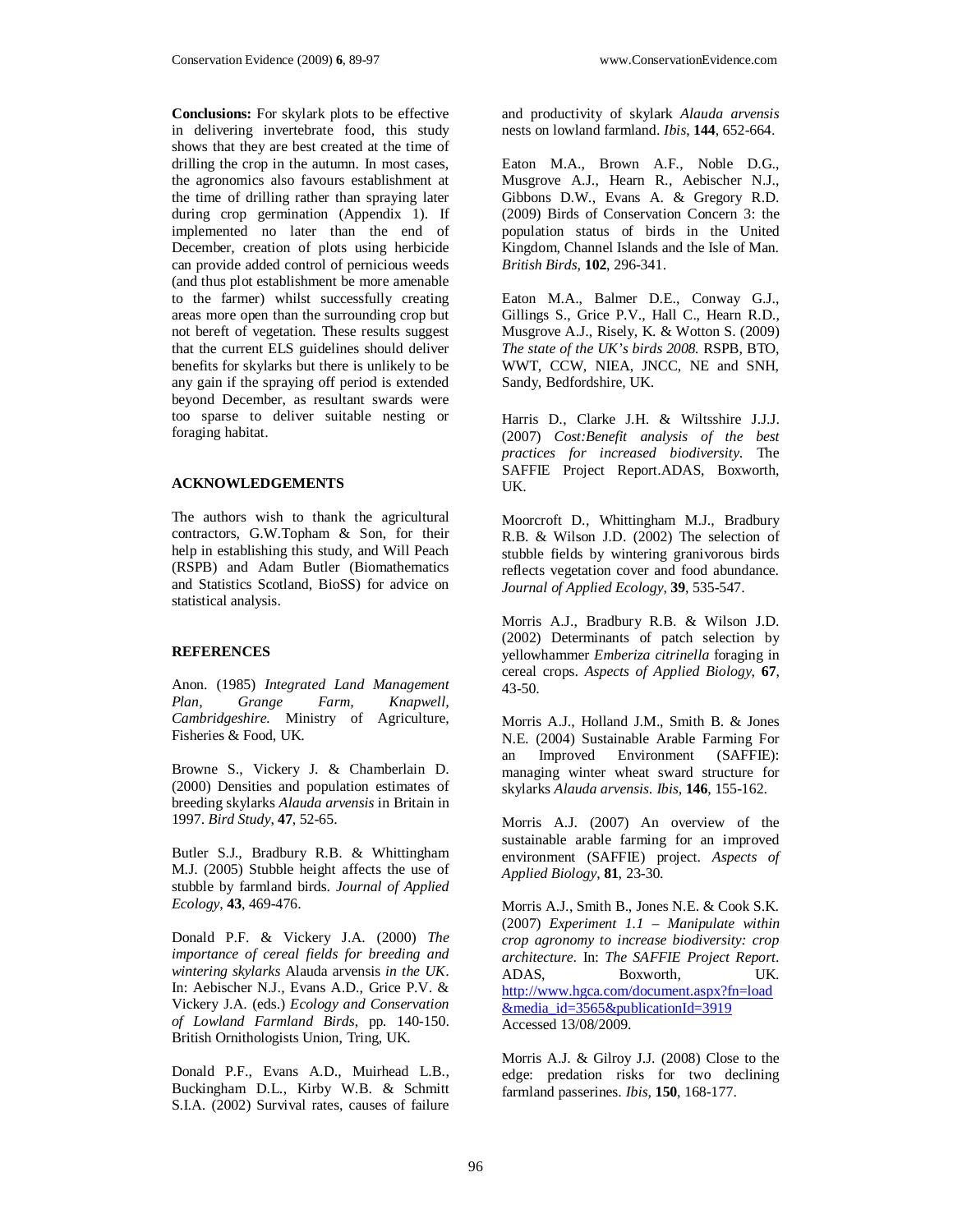**Conclusions:** For skylark plots to be effective in delivering invertebrate food, this study shows that they are best created at the time of drilling the crop in the autumn. In most cases, the agronomics also favours establishment at the time of drilling rather than spraying later during crop germination (Appendix 1). If implemented no later than the end of December, creation of plots using herbicide can provide added control of pernicious weeds (and thus plot establishment be more amenable to the farmer) whilst successfully creating areas more open than the surrounding crop but not bereft of vegetation. These results suggest that the current ELS guidelines should deliver benefits for skylarks but there is unlikely to be any gain if the spraying off period is extended beyond December, as resultant swards were too sparse to deliver suitable nesting or foraging habitat.

## ACKNOWLEDGEMENTS

The authors wish to thank the agricultural contractors, G.W.Topham & Son, for their help in establishing this study, and Will Peach (RSPB) and Adam Butler (Biomathematics and Statistics Scotland, BioSS) for advice on statistical analysis.

## REFERENCES

Anon. (1985) *Integrated Land Management Plan, Grange Farm, Knapwell, Cambridgeshire.* Ministry of Agriculture, Fisheries & Food, UK.

Browne S., Vickery J. & Chamberlain D. (2000) Densities and population estimates of breeding skylarks *Alauda arvensis* in Britain in 1997. *Bird Study*, **47**, 52-65.

Butler S.J., Bradbury R.B. & Whittingham M.J. (2005) Stubble height affects the use of stubble by farmland birds. *Journal of Applied Ecology*, **43**, 469-476.

Donald P.F. & Vickery J.A. (2000) *The importance of cereal fields for breeding and wintering skylarks* Alauda arvensis *in the UK*. In: Aebischer N.J., Evans A.D., Grice P.V. & Vickery J.A. (eds.) *Ecology and Conservation of Lowland Farmland Birds*, pp. 140-150. British Ornithologists Union, Tring, UK.

Donald P.F., Evans A.D., Muirhead L.B., Buckingham D.L., Kirby W.B. & Schmitt S.I.A. (2002) Survival rates, causes of failure and productivity of skylark *Alauda arvensis* nests on lowland farmland. *Ibis*, **144**, 652-664.

Eaton M.A., Brown A.F., Noble D.G., Musgrove A.J., Hearn R., Aebischer N.J., Gibbons D.W., Evans A. & Gregory R.D. (2009) Birds of Conservation Concern 3: the population status of birds in the United Kingdom, Channel Islands and the Isle of Man. *British Birds*, **102**, 296-341.

Eaton M.A., Balmer D.E., Conway G.J., Gillings S., Grice P.V., Hall C., Hearn R.D., Musgrove A.J., Risely, K. & Wotton S. (2009) *The state of the UK's birds 2008.* RSPB, BTO, WWT, CCW, NIEA, JNCC, NE and SNH, Sandy, Bedfordshire, UK.

Harris D., Clarke J.H. & Wiltsshire J.J.J. (2007) *Cost:Benefit analysis of the best practices for increased biodiversity.* The SAFFIE Project Report.ADAS, Boxworth, UK.

Moorcroft D., Whittingham M.J., Bradbury R.B. & Wilson J.D. (2002) The selection of stubble fields by wintering granivorous birds reflects vegetation cover and food abundance. *Journal of Applied Ecology*, **39**, 535-547.

Morris A.J., Bradbury R.B. & Wilson J.D. (2002) Determinants of patch selection by yellowhammer *Emberiza citrinella* foraging in cereal crops. *Aspects of Applied Biology*, **67**, 43-50.

Morris A.J., Holland J.M., Smith B. & Jones N.E. (2004) Sustainable Arable Farming For an Improved Environment (SAFFIE): managing winter wheat sward structure for skylarks *Alauda arvensis*. *Ibis*, **146**, 155-162.

Morris A.J. (2007) An overview of the sustainable arable farming for an improved environment (SAFFIE) project. *Aspects of Applied Biology*, **81**, 23-30.

Morris A.J., Smith B., Jones N.E. & Cook S.K. (2007) *Experiment 1.1 – Manipulate within crop agronomy to increase biodiversity: crop architecture.* In: *The SAFFIE Project Report.* ADAS, Boxworth, UK. http://www.hgca.com/document.aspx?fn=load&media_id=3565&publicationId=3919 Accessed 13/08/2009.

Morris A.J. & Gilroy J.J. (2008) Close to the edge: predation risks for two declining farmland passerines. *Ibis*, **150**, 168-177.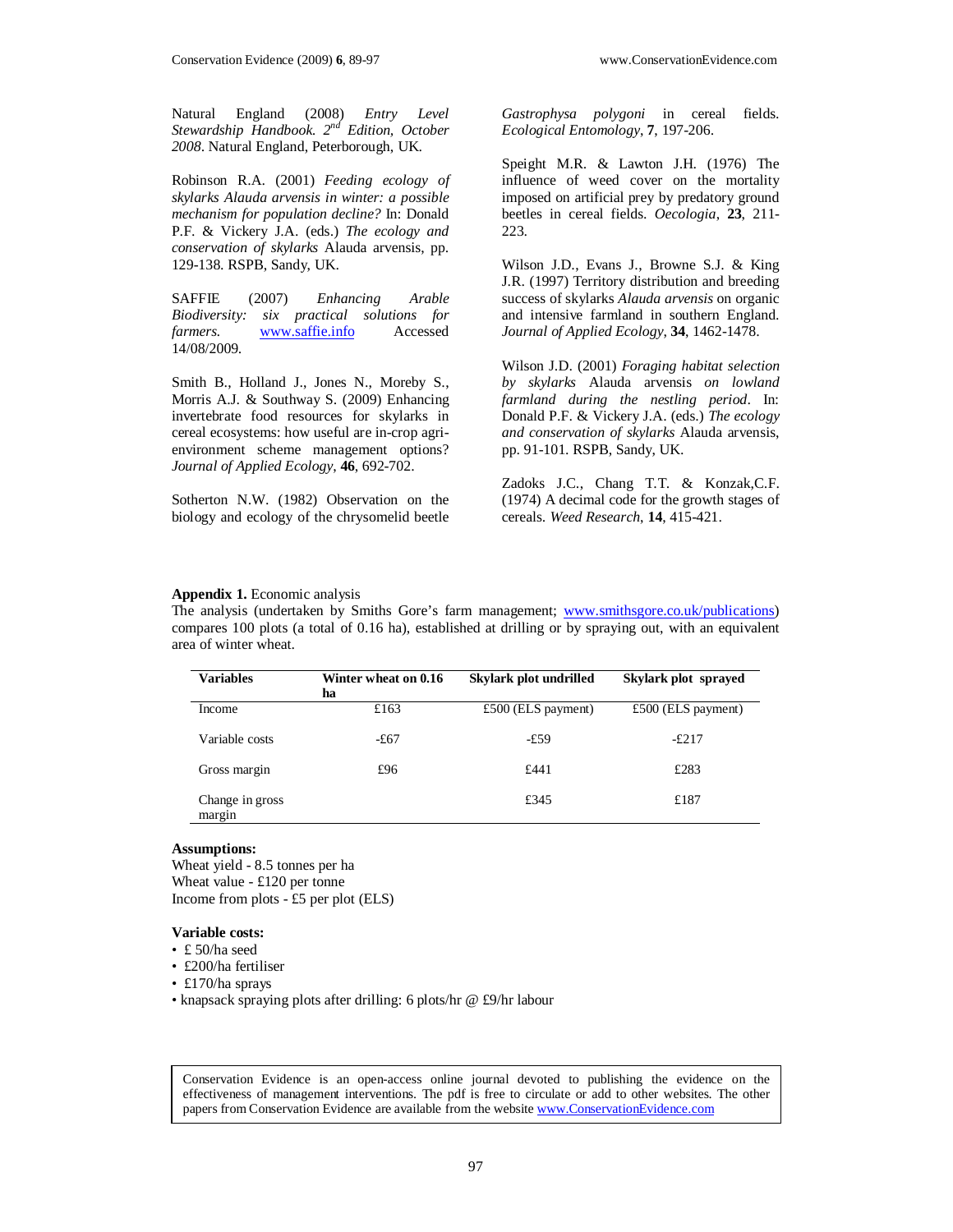Natural England (2008) *Entry Level Stewardship Handbook. 2nd Edition, October 2008*. Natural England, Peterborough, UK.

Robinson R.A. (2001) *Feeding ecology of skylarks Alauda arvensis in winter: a possible mechanism for population decline?* In: Donald P.F. & Vickery J.A. (eds.) *The ecology and conservation of skylarks* Alauda arvensis, pp. 129-138. RSPB, Sandy, UK.

SAFFIE (2007) *Enhancing Arable Biodiversity: six practical solutions for farmers.* www.saffie.info Accessed 14/08/2009.

Smith B., Holland J., Jones N., Moreby S., Morris A.J. & Southway S. (2009) Enhancing invertebrate food resources for skylarks in cereal ecosystems: how useful are in-crop agri-environment scheme management options? *Journal of Applied Ecology*, **46**, 692-702.

Sotherton N.W. (1982) Observation on the biology and ecology of the chrysomelid beetle *Gastrophysa polygoni* in cereal fields. *Ecological Entomology*, **7**, 197-206.

Speight M.R. & Lawton J.H. (1976) The influence of weed cover on the mortality imposed on artificial prey by predatory ground beetles in cereal fields. *Oecologia*, **23**, 211-223.

Wilson J.D., Evans J., Browne S.J. & King J.R. (1997) Territory distribution and breeding success of skylarks *Alauda arvensis* on organic and intensive farmland in southern England. *Journal of Applied Ecology*, **34**, 1462-1478.

Wilson J.D. (2001) *Foraging habitat selection by skylarks* Alauda arvensis *on lowland farmland during the nestling period*. In: Donald P.F. & Vickery J.A. (eds.) *The ecology and conservation of skylarks* Alauda arvensis, pp. 91-101. RSPB, Sandy, UK.

Zadoks J.C., Chang T.T. & Konzak,C.F. (1974) A decimal code for the growth stages of cereals. *Weed Research*, **14**, 415-421.

**Appendix 1.** Economic analysis

The analysis (undertaken by Smiths Gore's farm management; www.smithsgore.co.uk/publications) compares 100 plots (a total of 0.16 ha), established at drilling or by spraying out, with an equivalent area of winter wheat.

| Variables | Winter wheat on 0.16 ha | Skylark plot undrilled | Skylark plot sprayed |
|---|---|---|---|
| Income | £163 | £500 (ELS payment) | £500 (ELS payment) |
| Variable costs | -£67 | -£59 | -£217 |
| Gross margin | £96 | £441 | £283 |
| Change in gross margin | | £345 | £187 |

**Assumptions:**

Wheat yield - 8.5 tonnes per ha
Wheat value - £120 per tonne
Income from plots - £5 per plot (ELS)

**Variable costs:**

- £ 50/ha seed
- £200/ha fertiliser
- £170/ha sprays
- knapsack spraying plots after drilling: 6 plots/hr @ £9/hr labour

Conservation Evidence is an open-access online journal devoted to publishing the evidence on the effectiveness of management interventions. The pdf is free to circulate or add to other websites. The other papers from Conservation Evidence are available from the website www.ConservationEvidence.com